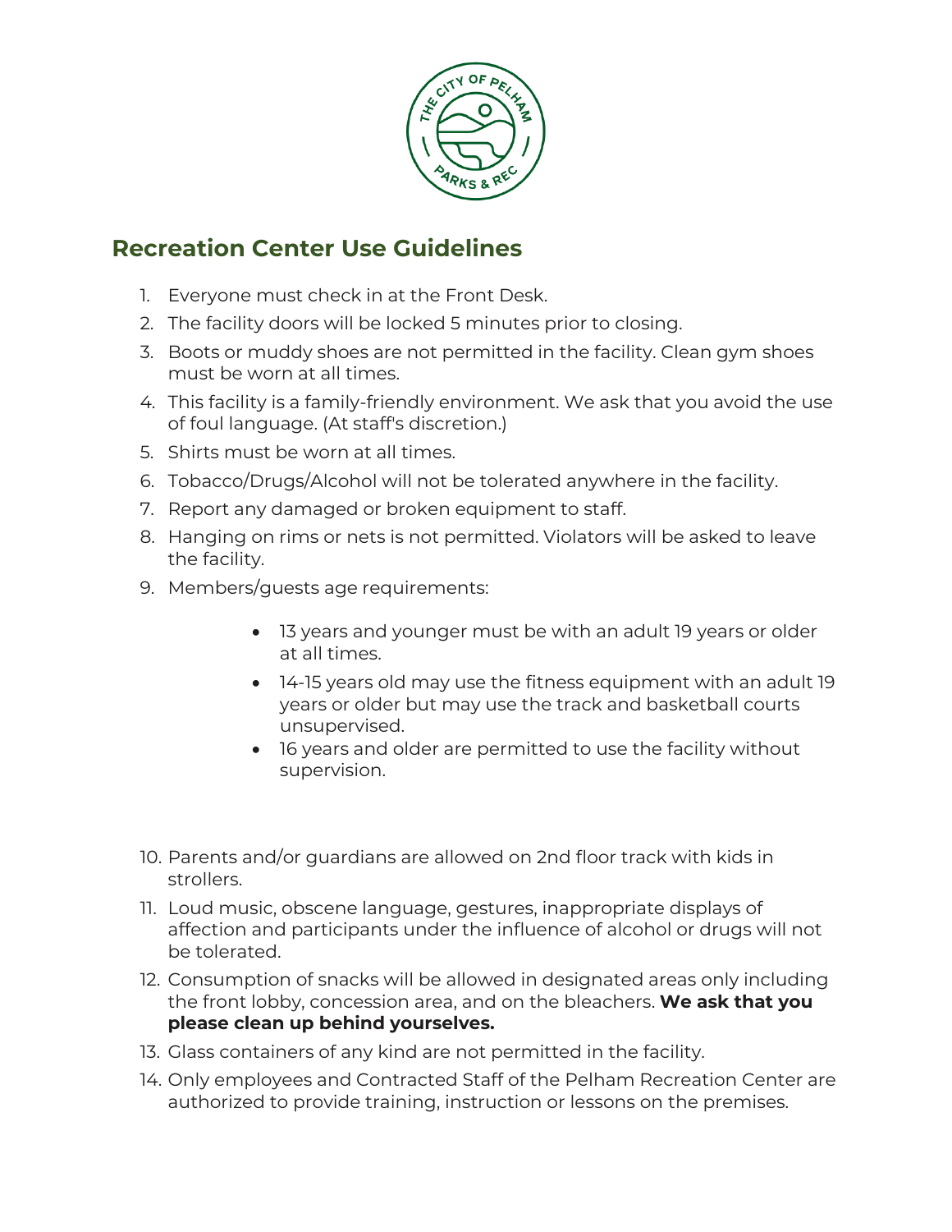## Recreation Center Use Guidelines

1. Everyone must check in at the Front Desk.
2. The facility doors will be locked 5 minutes prior to closing.
3. Boots or muddy shoes are not permitted in the facility. Clean gym shoes must be worn at all times.
4. This facility is a family-friendly environment. We ask that you avoid the use of foul language. (At staff's discretion.)
5. Shirts must be worn at all times.
6. Tobacco/Drugs/Alcohol will not be tolerated anywhere in the facility.
7. Report any damaged or broken equipment to staff.
8. Hanging on rims or nets is not permitted. Violators will be asked to leave the facility.
9. Members/guests age requirements:
   - 13 years and younger must be with an adult 19 years or older at all times.
   - 14-15 years old may use the fitness equipment with an adult 19 years or older but may use the track and basketball courts unsupervised.
   - 16 years and older are permitted to use the facility without supervision.
10. Parents and/or guardians are allowed on 2nd floor track with kids in strollers.
11. Loud music, obscene language, gestures, inappropriate displays of affection and participants under the influence of alcohol or drugs will not be tolerated.
12. Consumption of snacks will be allowed in designated areas only including the front lobby, concession area, and on the bleachers. **We ask that you please clean up behind yourselves.**
13. Glass containers of any kind are not permitted in the facility.
14. Only employees and Contracted Staff of the Pelham Recreation Center are authorized to provide training, instruction or lessons on the premises.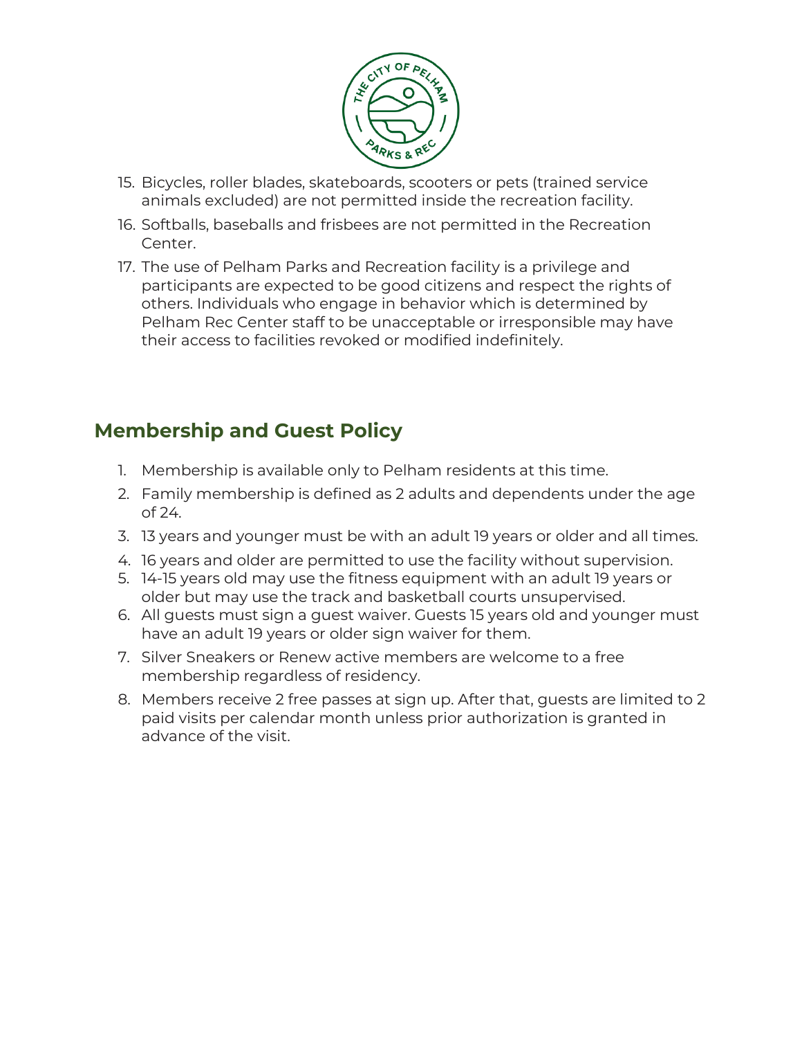15. Bicycles, roller blades, skateboards, scooters or pets (trained service animals excluded) are not permitted inside the recreation facility.
16. Softballs, baseballs and frisbees are not permitted in the Recreation Center.
17. The use of Pelham Parks and Recreation facility is a privilege and participants are expected to be good citizens and respect the rights of others. Individuals who engage in behavior which is determined by Pelham Rec Center staff to be unacceptable or irresponsible may have their access to facilities revoked or modified indefinitely.

## Membership and Guest Policy

1. Membership is available only to Pelham residents at this time.
2. Family membership is defined as 2 adults and dependents under the age of 24.
3. 13 years and younger must be with an adult 19 years or older and all times.
4. 16 years and older are permitted to use the facility without supervision.
5. 14-15 years old may use the fitness equipment with an adult 19 years or older but may use the track and basketball courts unsupervised.
6. All guests must sign a guest waiver. Guests 15 years old and younger must have an adult 19 years or older sign waiver for them.
7. Silver Sneakers or Renew active members are welcome to a free membership regardless of residency.
8. Members receive 2 free passes at sign up. After that, guests are limited to 2 paid visits per calendar month unless prior authorization is granted in advance of the visit.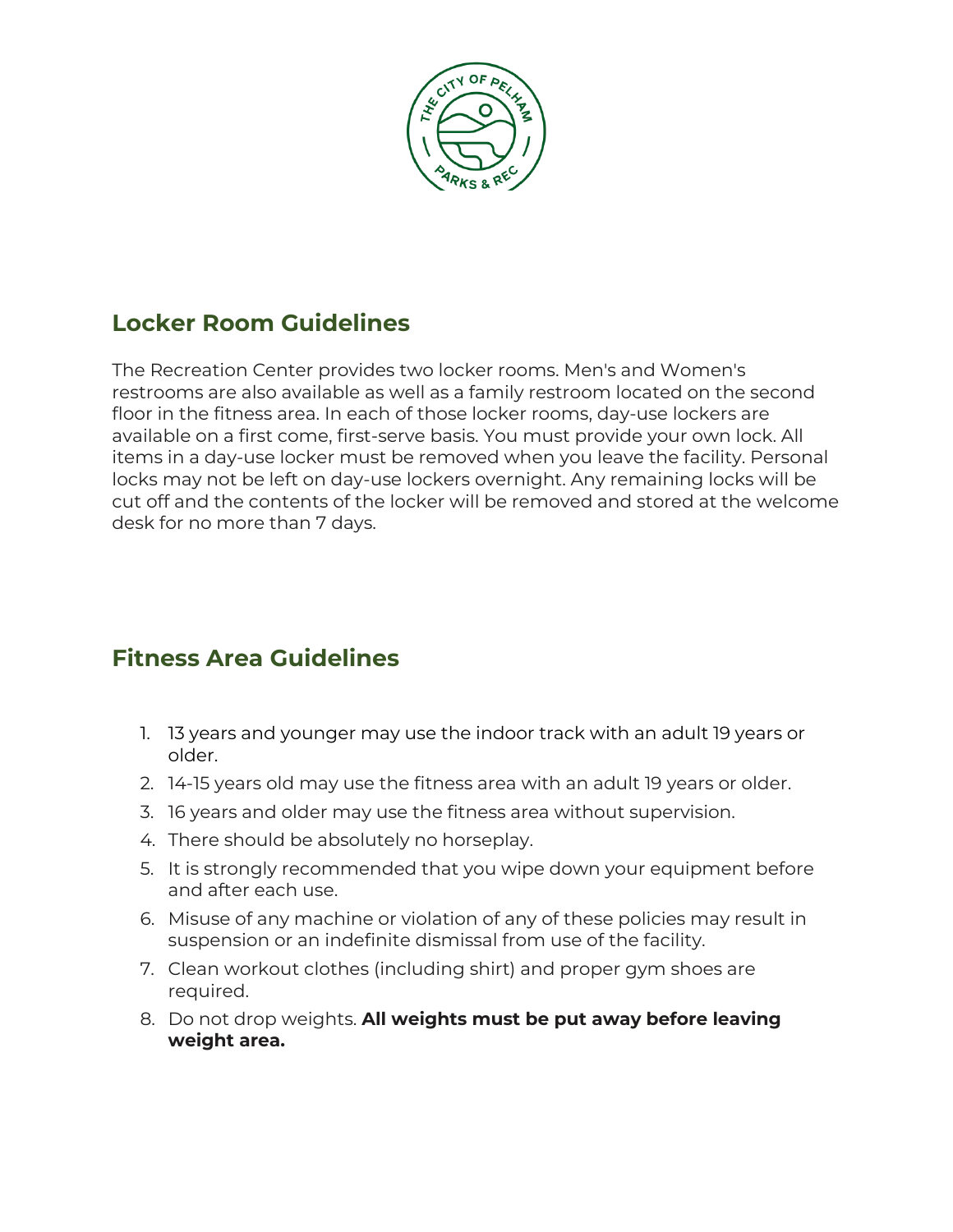## Locker Room Guidelines

The Recreation Center provides two locker rooms. Men's and Women's restrooms are also available as well as a family restroom located on the second floor in the fitness area. In each of those locker rooms, day-use lockers are available on a first come, first-serve basis. You must provide your own lock. All items in a day-use locker must be removed when you leave the facility. Personal locks may not be left on day-use lockers overnight. Any remaining locks will be cut off and the contents of the locker will be removed and stored at the welcome desk for no more than 7 days.

## Fitness Area Guidelines

1. 13 years and younger may use the indoor track with an adult 19 years or older.
2. 14-15 years old may use the fitness area with an adult 19 years or older.
3. 16 years and older may use the fitness area without supervision.
4. There should be absolutely no horseplay.
5. It is strongly recommended that you wipe down your equipment before and after each use.
6. Misuse of any machine or violation of any of these policies may result in suspension or an indefinite dismissal from use of the facility.
7. Clean workout clothes (including shirt) and proper gym shoes are required.
8. Do not drop weights. **All weights must be put away before leaving weight area.**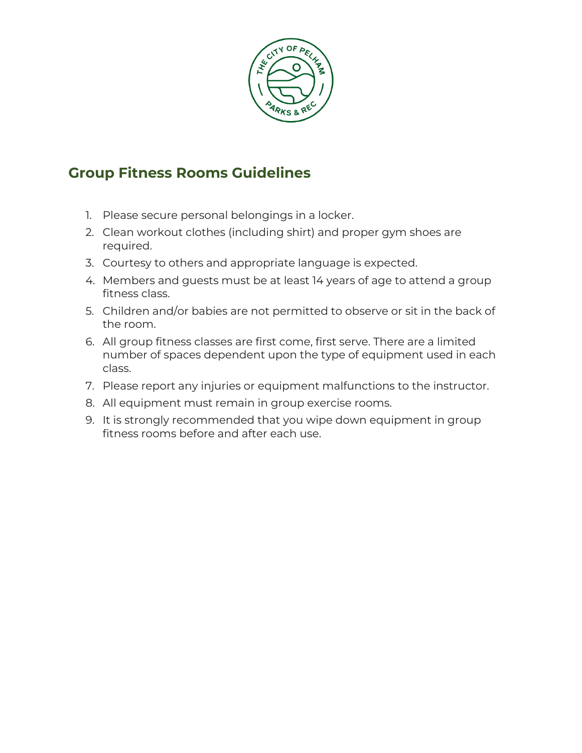## Group Fitness Rooms Guidelines

1. Please secure personal belongings in a locker.
2. Clean workout clothes (including shirt) and proper gym shoes are required.
3. Courtesy to others and appropriate language is expected.
4. Members and guests must be at least 14 years of age to attend a group fitness class.
5. Children and/or babies are not permitted to observe or sit in the back of the room.
6. All group fitness classes are first come, first serve. There are a limited number of spaces dependent upon the type of equipment used in each class.
7. Please report any injuries or equipment malfunctions to the instructor.
8. All equipment must remain in group exercise rooms.
9. It is strongly recommended that you wipe down equipment in group fitness rooms before and after each use.